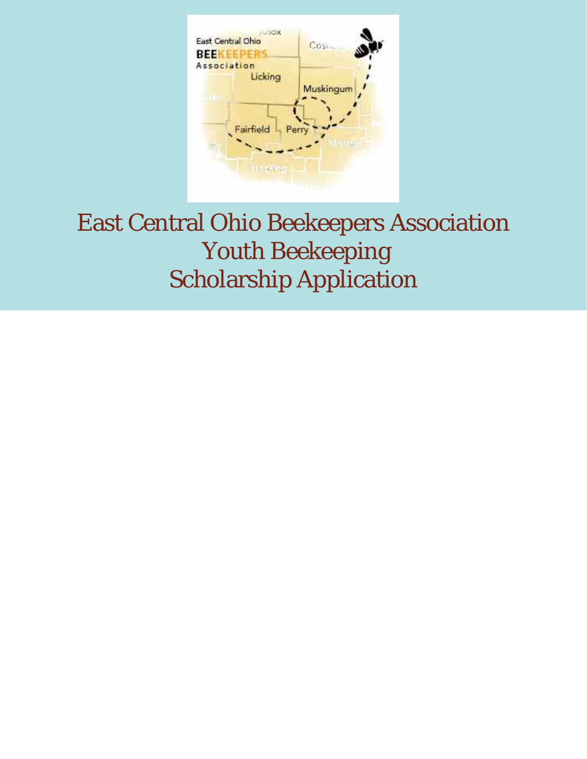# East Central Ohio Beekeepers Association Youth Beekeeping Scholarship Application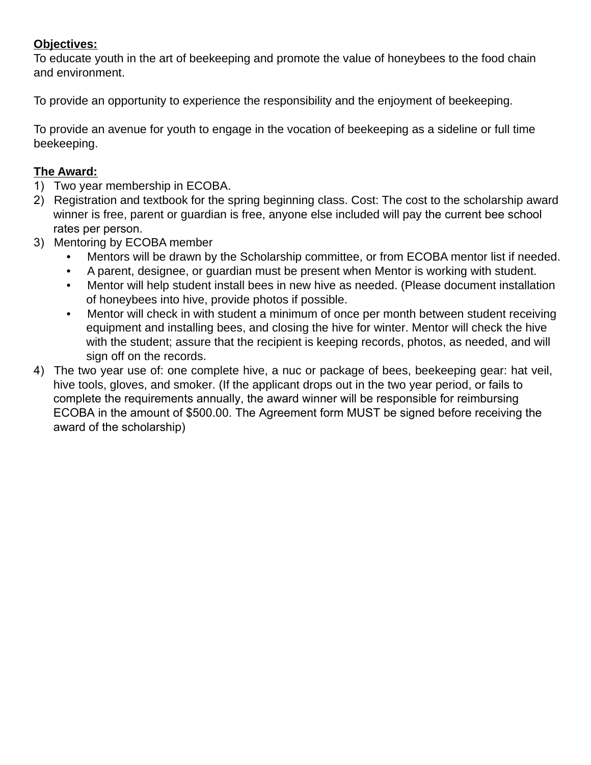**Objectives:**
To educate youth in the art of beekeeping and promote the value of honeybees to the food chain and environment.

To provide an opportunity to experience the responsibility and the enjoyment of beekeeping.

To provide an avenue for youth to engage in the vocation of beekeeping as a sideline or full time beekeeping.

**The Award:**

1) Two year membership in ECOBA.
2) Registration and textbook for the spring beginning class. Cost: The cost to the scholarship award winner is free, parent or guardian is free, anyone else included will pay the current bee school rates per person.
3) Mentoring by ECOBA member
   - Mentors will be drawn by the Scholarship committee, or from ECOBA mentor list if needed.
   - A parent, designee, or guardian must be present when Mentor is working with student.
   - Mentor will help student install bees in new hive as needed. (Please document installation of honeybees into hive, provide photos if possible.
   - Mentor will check in with student a minimum of once per month between student receiving equipment and installing bees, and closing the hive for winter. Mentor will check the hive with the student; assure that the recipient is keeping records, photos, as needed, and will sign off on the records.
4) The two year use of: one complete hive, a nuc or package of bees, beekeeping gear: hat veil, hive tools, gloves, and smoker. (If the applicant drops out in the two year period, or fails to complete the requirements annually, the award winner will be responsible for reimbursing ECOBA in the amount of $500.00. The Agreement form MUST be signed before receiving the award of the scholarship)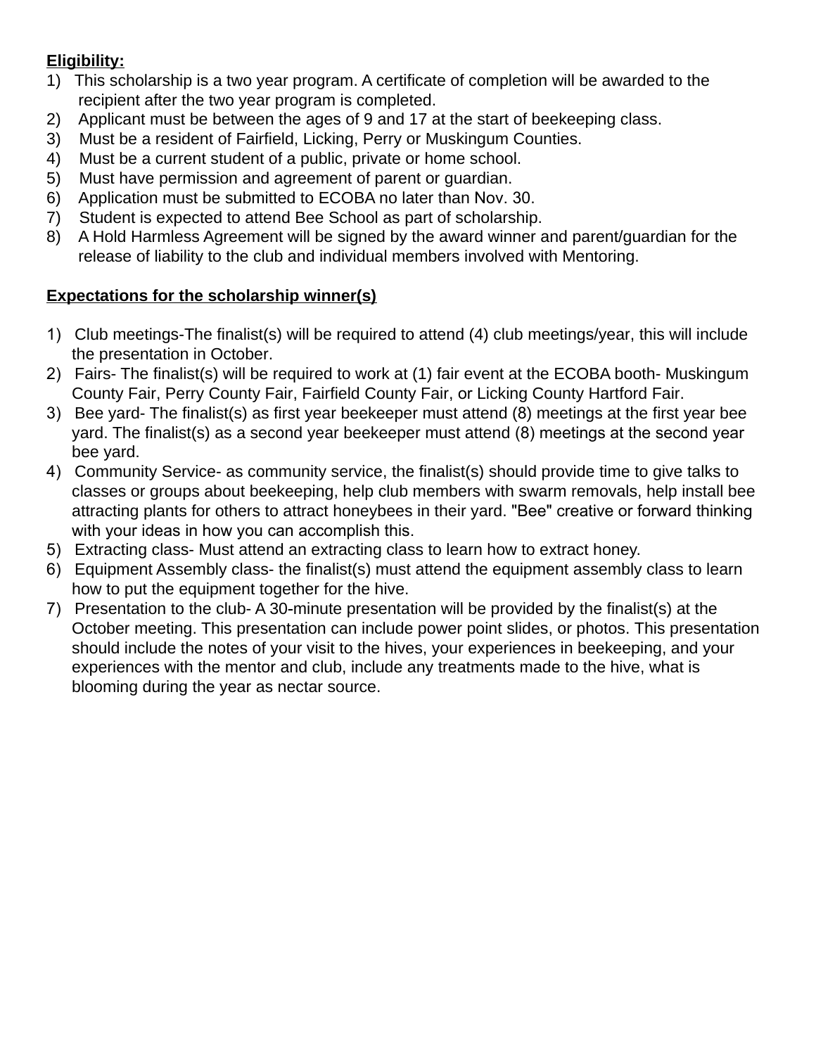**Eligibility:**

1) This scholarship is a two year program. A certificate of completion will be awarded to the recipient after the two year program is completed.
2) Applicant must be between the ages of 9 and 17 at the start of beekeeping class.
3) Must be a resident of Fairfield, Licking, Perry or Muskingum Counties.
4) Must be a current student of a public, private or home school.
5) Must have permission and agreement of parent or guardian.
6) Application must be submitted to ECOBA no later than Nov. 30.
7) Student is expected to attend Bee School as part of scholarship.
8) A Hold Harmless Agreement will be signed by the award winner and parent/guardian for the release of liability to the club and individual members involved with Mentoring.

**Expectations for the scholarship winner(s)**

1) Club meetings-The finalist(s) will be required to attend (4) club meetings/year, this will include the presentation in October.
2) Fairs- The finalist(s) will be required to work at (1) fair event at the ECOBA booth- Muskingum County Fair, Perry County Fair, Fairfield County Fair, or Licking County Hartford Fair.
3) Bee yard- The finalist(s) as first year beekeeper must attend (8) meetings at the first year bee yard. The finalist(s) as a second year beekeeper must attend (8) meetings at the second year bee yard.
4) Community Service- as community service, the finalist(s) should provide time to give talks to classes or groups about beekeeping, help club members with swarm removals, help install bee attracting plants for others to attract honeybees in their yard. "Bee" creative or forward thinking with your ideas in how you can accomplish this.
5) Extracting class- Must attend an extracting class to learn how to extract honey.
6) Equipment Assembly class- the finalist(s) must attend the equipment assembly class to learn how to put the equipment together for the hive.
7) Presentation to the club- A 30-minute presentation will be provided by the finalist(s) at the October meeting. This presentation can include power point slides, or photos. This presentation should include the notes of your visit to the hives, your experiences in beekeeping, and your experiences with the mentor and club, include any treatments made to the hive, what is blooming during the year as nectar source.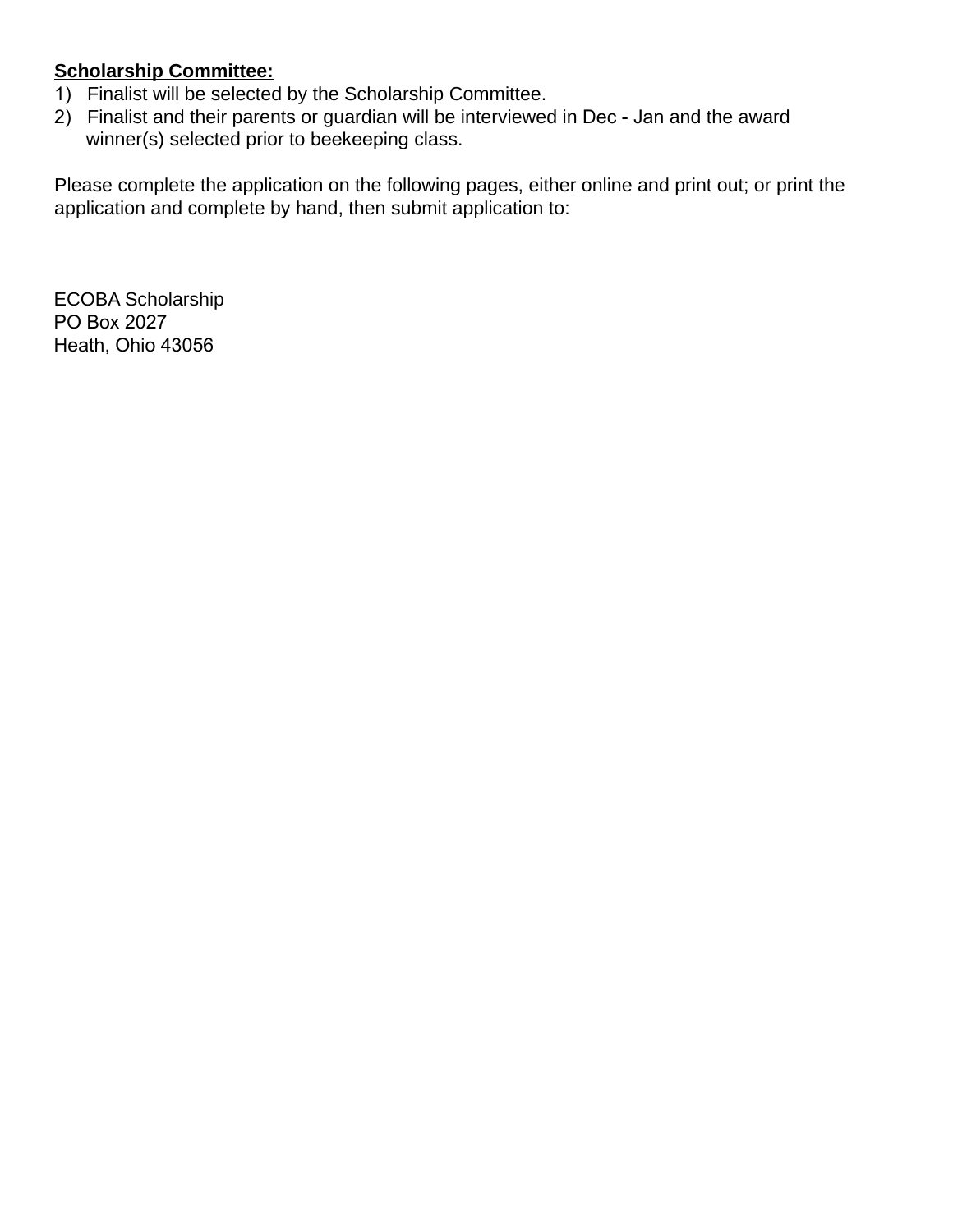**Scholarship Committee:**

1) Finalist will be selected by the Scholarship Committee.
2) Finalist and their parents or guardian will be interviewed in Dec - Jan and the award winner(s) selected prior to beekeeping class.

Please complete the application on the following pages, either online and print out; or print the application and complete by hand, then submit application to:

ECOBA Scholarship
PO Box 2027
Heath, Ohio 43056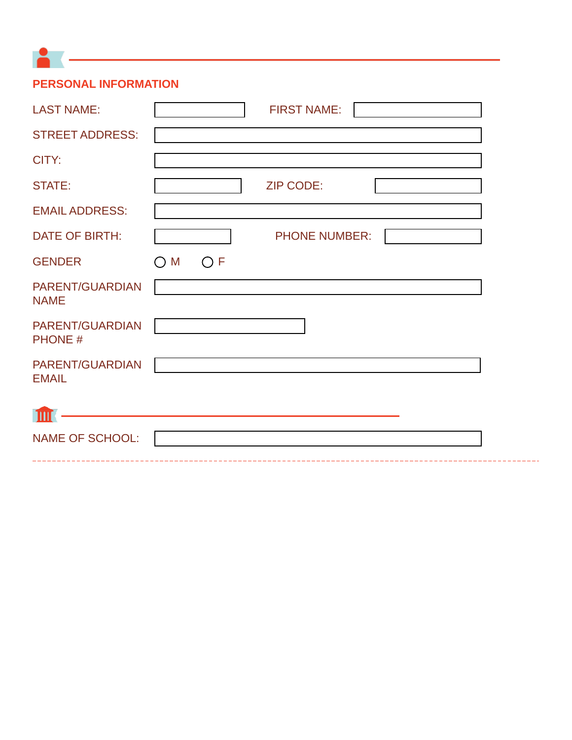## PERSONAL INFORMATION

LAST NAME: ____________ FIRST NAME: ____________

STREET ADDRESS: ____________

CITY: ____________

STATE: ____________ ZIP CODE: ____________

EMAIL ADDRESS: ____________

DATE OF BIRTH: ____________ PHONE NUMBER: ____________

GENDER ○ M ○ F

PARENT/GUARDIAN NAME ____________

PARENT/GUARDIAN PHONE # ____________

PARENT/GUARDIAN EMAIL ____________

NAME OF SCHOOL: ____________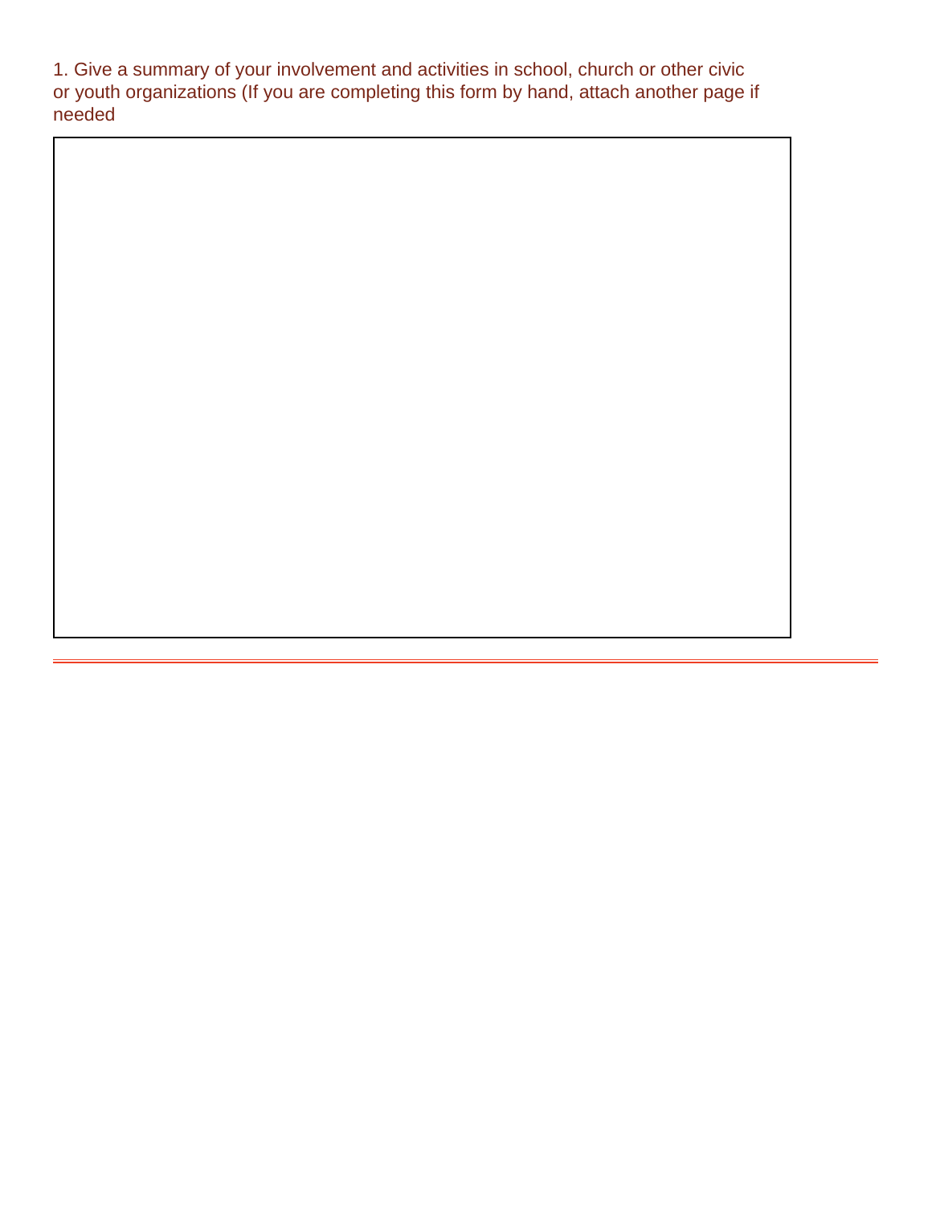1. Give a summary of your involvement and activities in school, church or other civic or youth organizations (If you are completing this form by hand, attach another page if needed

---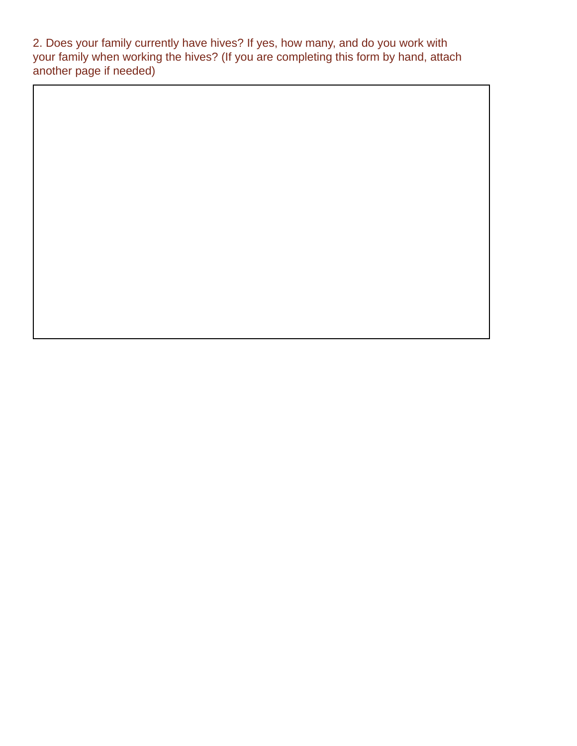2. Does your family currently have hives? If yes, how many, and do you work with your family when working the hives? (If you are completing this form by hand, attach another page if needed)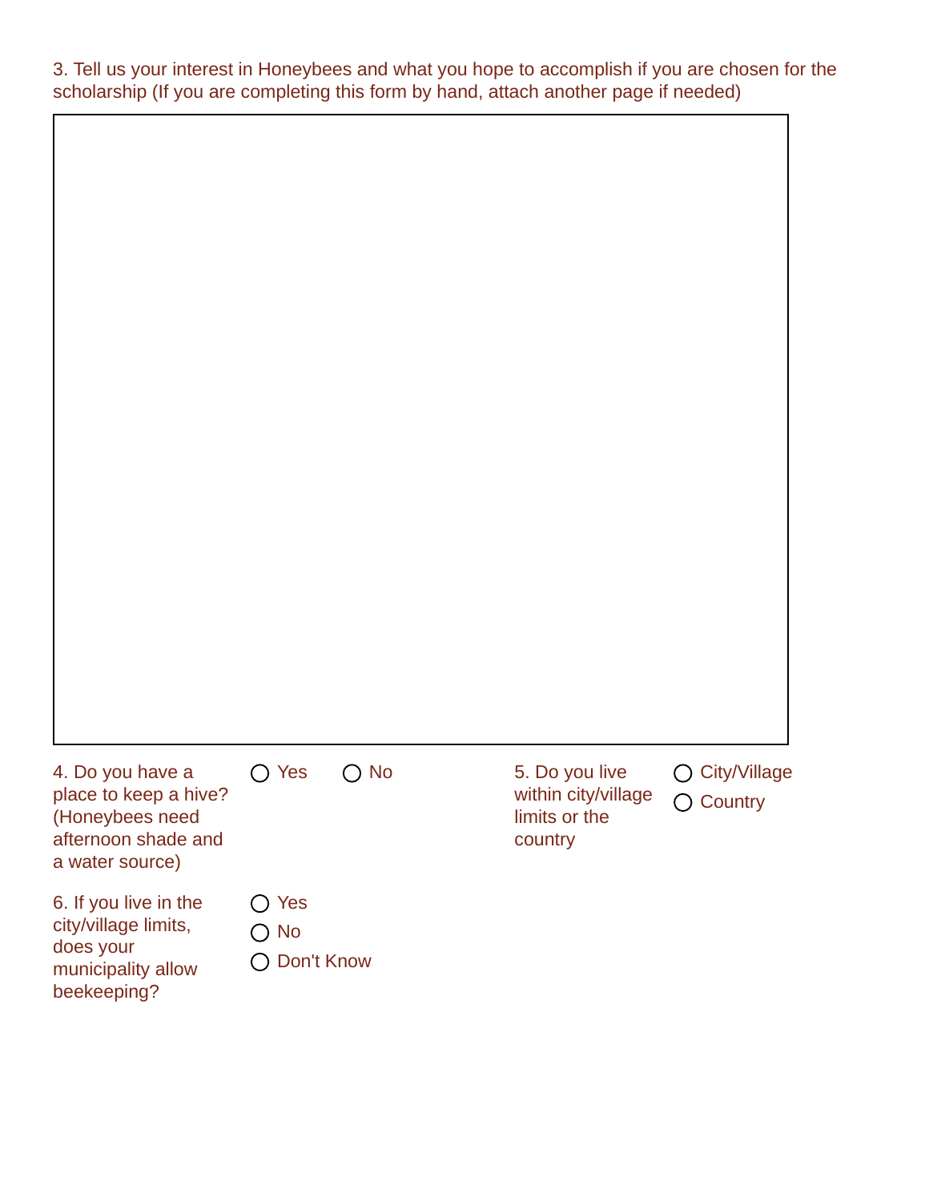3. Tell us your interest in Honeybees and what you hope to accomplish if you are chosen for the scholarship (If you are completing this form by hand, attach another page if needed)

4. Do you have a place to keep a hive? (Honeybees need afternoon shade and a water source)

- ○ Yes
- ○ No

5. Do you live within city/village limits or the country

- ○ City/Village
- ○ Country

6. If you live in the city/village limits, does your municipality allow beekeeping?

- ○ Yes
- ○ No
- ○ Don't Know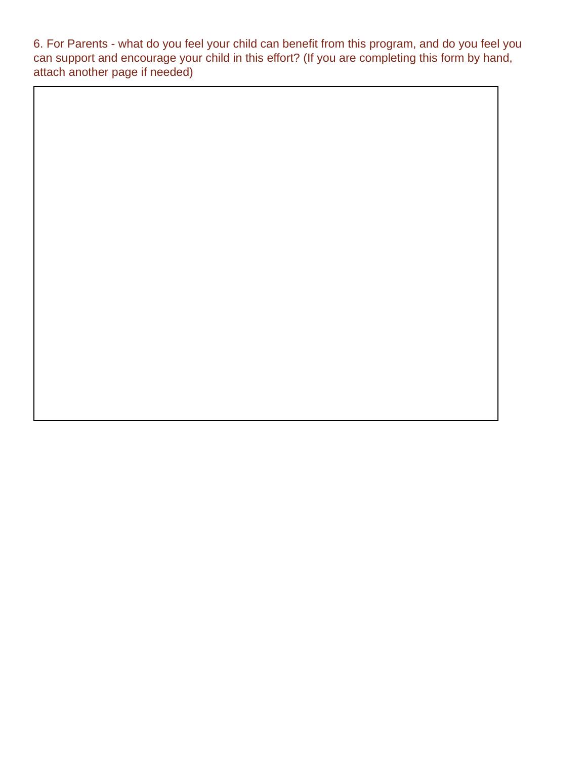6. For Parents - what do you feel your child can benefit from this program, and do you feel you can support and encourage your child in this effort? (If you are completing this form by hand, attach another page if needed)